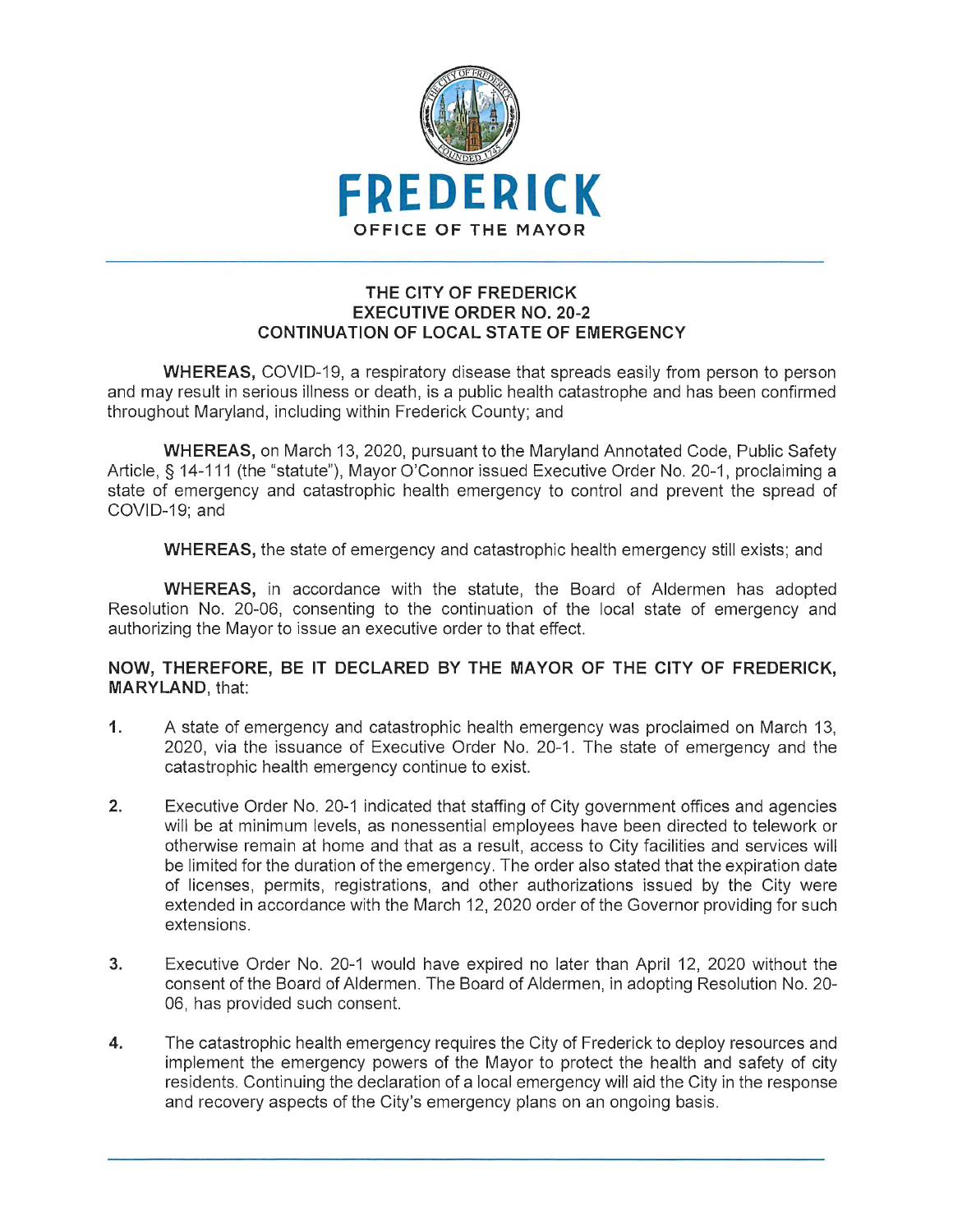# FREDERICK
OFFICE OF THE MAYOR

## THE CITY OF FREDERICK
## EXECUTIVE ORDER NO. 20-2
## CONTINUATION OF LOCAL STATE OF EMERGENCY

**WHEREAS,** COVID-19, a respiratory disease that spreads easily from person to person and may result in serious illness or death, is a public health catastrophe and has been confirmed throughout Maryland, including within Frederick County; and

**WHEREAS,** on March 13, 2020, pursuant to the Maryland Annotated Code, Public Safety Article, § 14-111 (the "statute"), Mayor O'Connor issued Executive Order No. 20-1, proclaiming a state of emergency and catastrophic health emergency to control and prevent the spread of COVID-19; and

**WHEREAS,** the state of emergency and catastrophic health emergency still exists; and

**WHEREAS,** in accordance with the statute, the Board of Aldermen has adopted Resolution No. 20-06, consenting to the continuation of the local state of emergency and authorizing the Mayor to issue an executive order to that effect.

**NOW, THEREFORE, BE IT DECLARED BY THE MAYOR OF THE CITY OF FREDERICK, MARYLAND**, that:

**1.** A state of emergency and catastrophic health emergency was proclaimed on March 13, 2020, via the issuance of Executive Order No. 20-1. The state of emergency and the catastrophic health emergency continue to exist.

**2.** Executive Order No. 20-1 indicated that staffing of City government offices and agencies will be at minimum levels, as nonessential employees have been directed to telework or otherwise remain at home and that as a result, access to City facilities and services will be limited for the duration of the emergency. The order also stated that the expiration date of licenses, permits, registrations, and other authorizations issued by the City were extended in accordance with the March 12, 2020 order of the Governor providing for such extensions.

**3.** Executive Order No. 20-1 would have expired no later than April 12, 2020 without the consent of the Board of Aldermen. The Board of Aldermen, in adopting Resolution No. 20-06, has provided such consent.

**4.** The catastrophic health emergency requires the City of Frederick to deploy resources and implement the emergency powers of the Mayor to protect the health and safety of city residents. Continuing the declaration of a local emergency will aid the City in the response and recovery aspects of the City's emergency plans on an ongoing basis.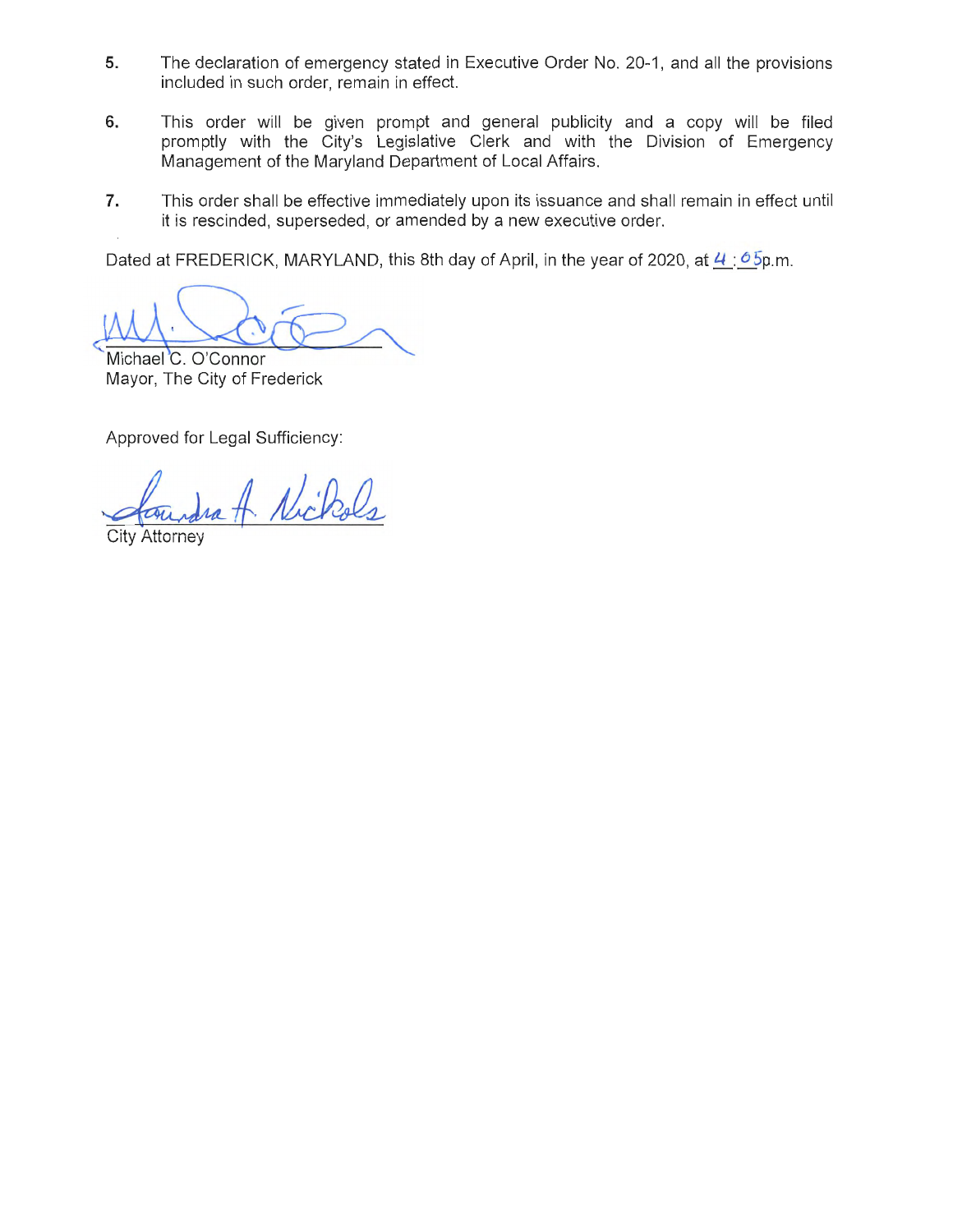5. The declaration of emergency stated in Executive Order No. 20-1, and all the provisions included in such order, remain in effect.

6. This order will be given prompt and general publicity and a copy will be filed promptly with the City's Legislative Clerk and with the Division of Emergency Management of the Maryland Department of Local Affairs.

7. This order shall be effective immediately upon its issuance and shall remain in effect until it is rescinded, superseded, or amended by a new executive order.

Dated at FREDERICK, MARYLAND, this 8th day of April, in the year of 2020, at 4:05p.m.

Michael C. O'Connor
Mayor, The City of Frederick

Approved for Legal Sufficiency:

City Attorney